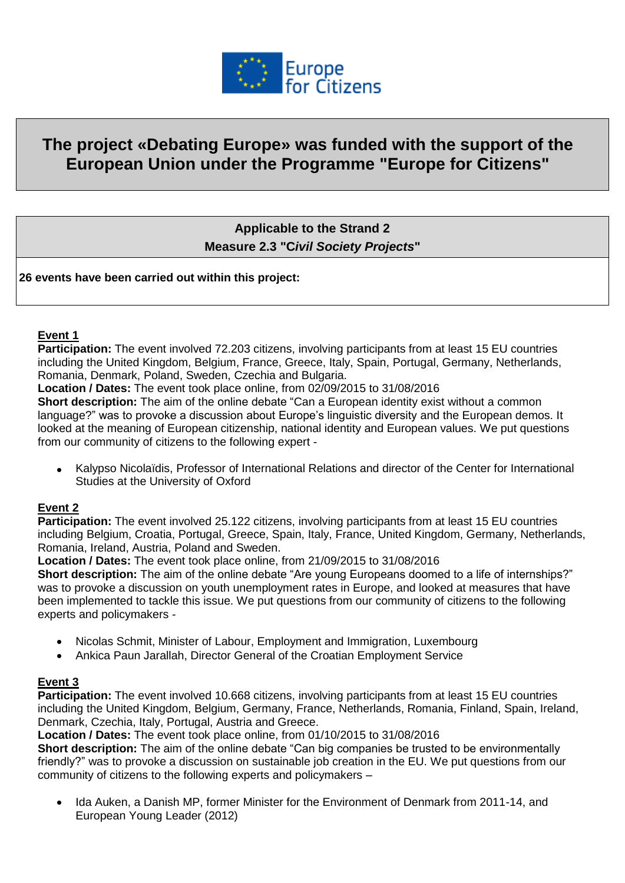Europe for Citizens

# The project «Debating Europe» was funded with the support of the European Union under the Programme "Europe for Citizens"

**Applicable to the Strand 2**
**Measure 2.3 "C*ivil Society Projects*"**

**26 events have been carried out within this project:**

**Event 1**
**Participation:** The event involved 72.203 citizens, involving participants from at least 15 EU countries including the United Kingdom, Belgium, France, Greece, Italy, Spain, Portugal, Germany, Netherlands, Romania, Denmark, Poland, Sweden, Czechia and Bulgaria.
**Location / Dates:** The event took place online, from 02/09/2015 to 31/08/2016
**Short description:** The aim of the online debate "Can a European identity exist without a common language?" was to provoke a discussion about Europe's linguistic diversity and the European demos. It looked at the meaning of European citizenship, national identity and European values. We put questions from our community of citizens to the following expert -

- Kalypso Nicolaïdis, Professor of International Relations and director of the Center for International Studies at the University of Oxford

**Event 2**
**Participation:** The event involved 25.122 citizens, involving participants from at least 15 EU countries including Belgium, Croatia, Portugal, Greece, Spain, Italy, France, United Kingdom, Germany, Netherlands, Romania, Ireland, Austria, Poland and Sweden.
**Location / Dates:** The event took place online, from 21/09/2015 to 31/08/2016
**Short description:** The aim of the online debate "Are young Europeans doomed to a life of internships?" was to provoke a discussion on youth unemployment rates in Europe, and looked at measures that have been implemented to tackle this issue. We put questions from our community of citizens to the following experts and policymakers -

- Nicolas Schmit, Minister of Labour, Employment and Immigration, Luxembourg
- Ankica Paun Jarallah, Director General of the Croatian Employment Service

**Event 3**
**Participation:** The event involved 10.668 citizens, involving participants from at least 15 EU countries including the United Kingdom, Belgium, Germany, France, Netherlands, Romania, Finland, Spain, Ireland, Denmark, Czechia, Italy, Portugal, Austria and Greece.
**Location / Dates:** The event took place online, from 01/10/2015 to 31/08/2016
**Short description:** The aim of the online debate "Can big companies be trusted to be environmentally friendly?" was to provoke a discussion on sustainable job creation in the EU. We put questions from our community of citizens to the following experts and policymakers –

- Ida Auken, a Danish MP, former Minister for the Environment of Denmark from 2011-14, and European Young Leader (2012)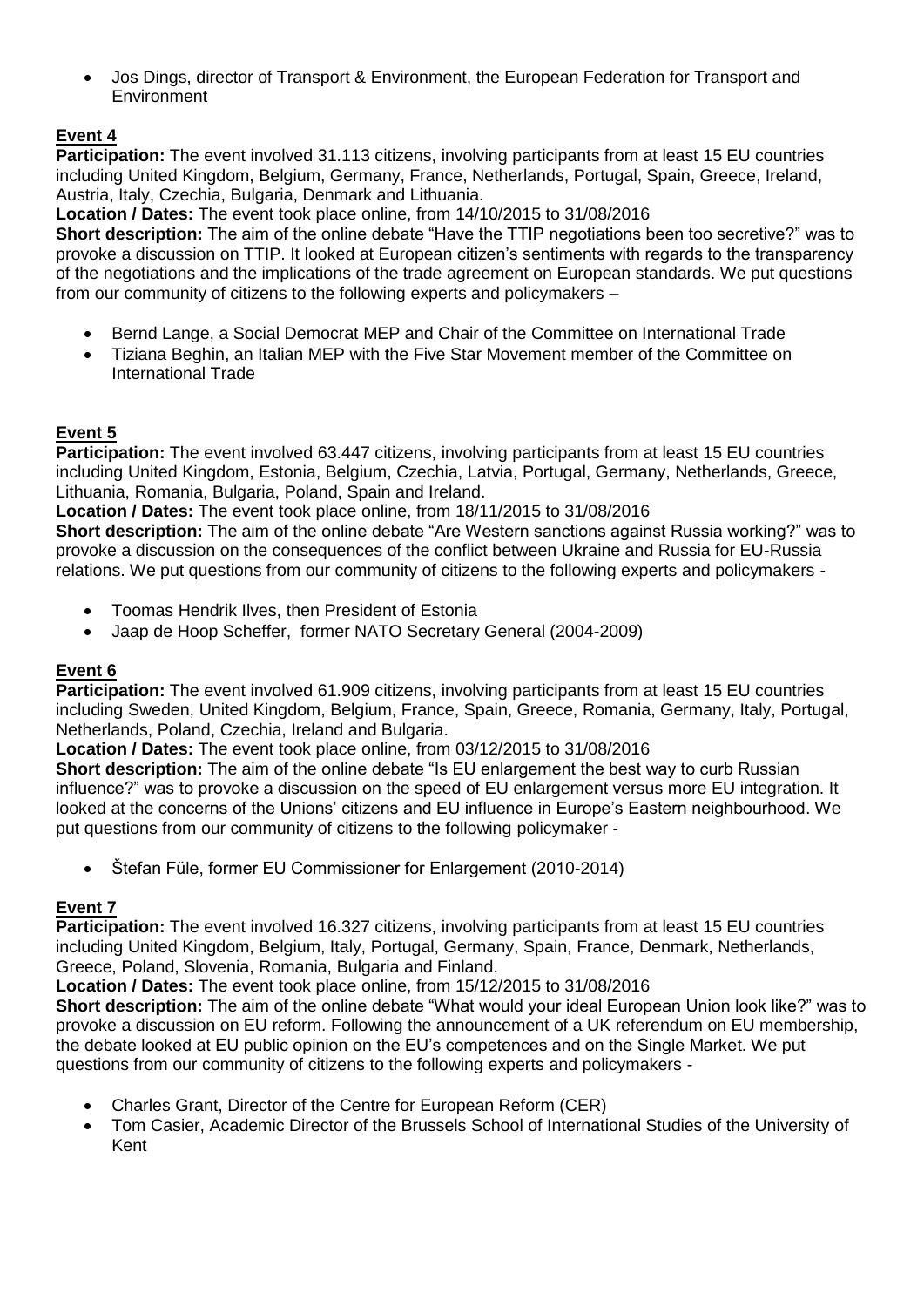- Jos Dings, director of Transport & Environment, the European Federation for Transport and Environment

**Event 4**

**Participation:** The event involved 31.113 citizens, involving participants from at least 15 EU countries including United Kingdom, Belgium, Germany, France, Netherlands, Portugal, Spain, Greece, Ireland, Austria, Italy, Czechia, Bulgaria, Denmark and Lithuania.

**Location / Dates:** The event took place online, from 14/10/2015 to 31/08/2016

**Short description:** The aim of the online debate "Have the TTIP negotiations been too secretive?" was to provoke a discussion on TTIP. It looked at European citizen's sentiments with regards to the transparency of the negotiations and the implications of the trade agreement on European standards. We put questions from our community of citizens to the following experts and policymakers –

- Bernd Lange, a Social Democrat MEP and Chair of the Committee on International Trade
- Tiziana Beghin, an Italian MEP with the Five Star Movement member of the Committee on International Trade

**Event 5**

**Participation:** The event involved 63.447 citizens, involving participants from at least 15 EU countries including United Kingdom, Estonia, Belgium, Czechia, Latvia, Portugal, Germany, Netherlands, Greece, Lithuania, Romania, Bulgaria, Poland, Spain and Ireland.

**Location / Dates:** The event took place online, from 18/11/2015 to 31/08/2016

**Short description:** The aim of the online debate "Are Western sanctions against Russia working?" was to provoke a discussion on the consequences of the conflict between Ukraine and Russia for EU-Russia relations. We put questions from our community of citizens to the following experts and policymakers -

- Toomas Hendrik Ilves, then President of Estonia
- Jaap de Hoop Scheffer, former NATO Secretary General (2004-2009)

**Event 6**

**Participation:** The event involved 61.909 citizens, involving participants from at least 15 EU countries including Sweden, United Kingdom, Belgium, France, Spain, Greece, Romania, Germany, Italy, Portugal, Netherlands, Poland, Czechia, Ireland and Bulgaria.

**Location / Dates:** The event took place online, from 03/12/2015 to 31/08/2016

**Short description:** The aim of the online debate "Is EU enlargement the best way to curb Russian influence?" was to provoke a discussion on the speed of EU enlargement versus more EU integration. It looked at the concerns of the Unions' citizens and EU influence in Europe's Eastern neighbourhood. We put questions from our community of citizens to the following policymaker -

- Štefan Füle, former EU Commissioner for Enlargement (2010-2014)

**Event 7**

**Participation:** The event involved 16.327 citizens, involving participants from at least 15 EU countries including United Kingdom, Belgium, Italy, Portugal, Germany, Spain, France, Denmark, Netherlands, Greece, Poland, Slovenia, Romania, Bulgaria and Finland.

**Location / Dates:** The event took place online, from 15/12/2015 to 31/08/2016

**Short description:** The aim of the online debate "What would your ideal European Union look like?" was to provoke a discussion on EU reform. Following the announcement of a UK referendum on EU membership, the debate looked at EU public opinion on the EU's competences and on the Single Market. We put questions from our community of citizens to the following experts and policymakers -

- Charles Grant, Director of the Centre for European Reform (CER)
- Tom Casier, Academic Director of the Brussels School of International Studies of the University of Kent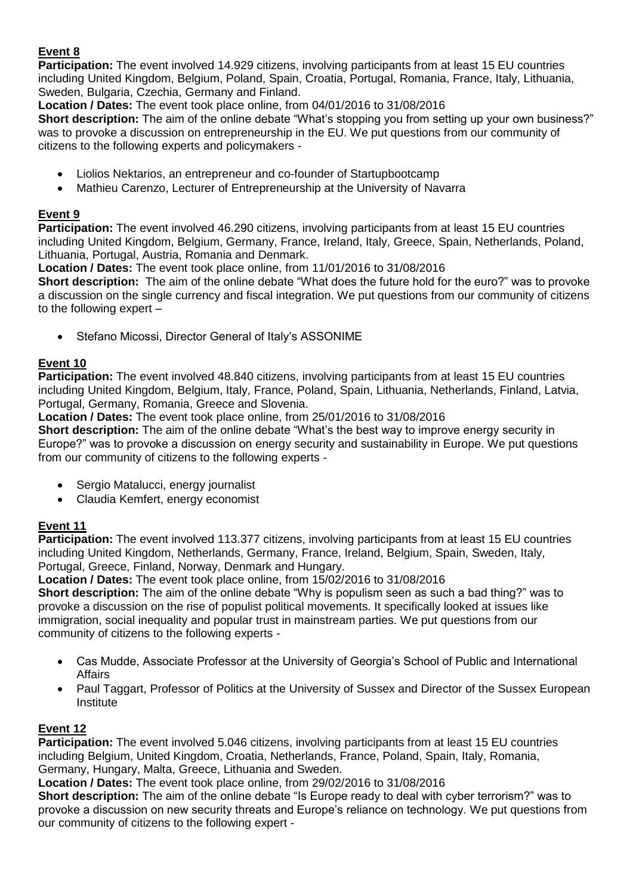## Event 8

**Participation:** The event involved 14.929 citizens, involving participants from at least 15 EU countries including United Kingdom, Belgium, Poland, Spain, Croatia, Portugal, Romania, France, Italy, Lithuania, Sweden, Bulgaria, Czechia, Germany and Finland.

**Location / Dates:** The event took place online, from 04/01/2016 to 31/08/2016

**Short description:** The aim of the online debate "What's stopping you from setting up your own business?" was to provoke a discussion on entrepreneurship in the EU. We put questions from our community of citizens to the following experts and policymakers -

- Liolios Nektarios, an entrepreneur and co-founder of Startupbootcamp
- Mathieu Carenzo, Lecturer of Entrepreneurship at the University of Navarra

## Event 9

**Participation:** The event involved 46.290 citizens, involving participants from at least 15 EU countries including United Kingdom, Belgium, Germany, France, Ireland, Italy, Greece, Spain, Netherlands, Poland, Lithuania, Portugal, Austria, Romania and Denmark.

**Location / Dates:** The event took place online, from 11/01/2016 to 31/08/2016

**Short description:** The aim of the online debate "What does the future hold for the euro?" was to provoke a discussion on the single currency and fiscal integration. We put questions from our community of citizens to the following expert –

- Stefano Micossi, Director General of Italy's ASSONIME

## Event 10

**Participation:** The event involved 48.840 citizens, involving participants from at least 15 EU countries including United Kingdom, Belgium, Italy, France, Poland, Spain, Lithuania, Netherlands, Finland, Latvia, Portugal, Germany, Romania, Greece and Slovenia.

**Location / Dates:** The event took place online, from 25/01/2016 to 31/08/2016

**Short description:** The aim of the online debate "What's the best way to improve energy security in Europe?" was to provoke a discussion on energy security and sustainability in Europe. We put questions from our community of citizens to the following experts -

- Sergio Matalucci, energy journalist
- Claudia Kemfert, energy economist

## Event 11

**Participation:** The event involved 113.377 citizens, involving participants from at least 15 EU countries including United Kingdom, Netherlands, Germany, France, Ireland, Belgium, Spain, Sweden, Italy, Portugal, Greece, Finland, Norway, Denmark and Hungary.

**Location / Dates:** The event took place online, from 15/02/2016 to 31/08/2016

**Short description:** The aim of the online debate "Why is populism seen as such a bad thing?" was to provoke a discussion on the rise of populist political movements. It specifically looked at issues like immigration, social inequality and popular trust in mainstream parties. We put questions from our community of citizens to the following experts -

- Cas Mudde, Associate Professor at the University of Georgia's School of Public and International Affairs
- Paul Taggart, Professor of Politics at the University of Sussex and Director of the Sussex European Institute

## Event 12

**Participation:** The event involved 5.046 citizens, involving participants from at least 15 EU countries including Belgium, United Kingdom, Croatia, Netherlands, France, Poland, Spain, Italy, Romania, Germany, Hungary, Malta, Greece, Lithuania and Sweden.

**Location / Dates:** The event took place online, from 29/02/2016 to 31/08/2016

**Short description:** The aim of the online debate "Is Europe ready to deal with cyber terrorism?" was to provoke a discussion on new security threats and Europe's reliance on technology. We put questions from our community of citizens to the following expert -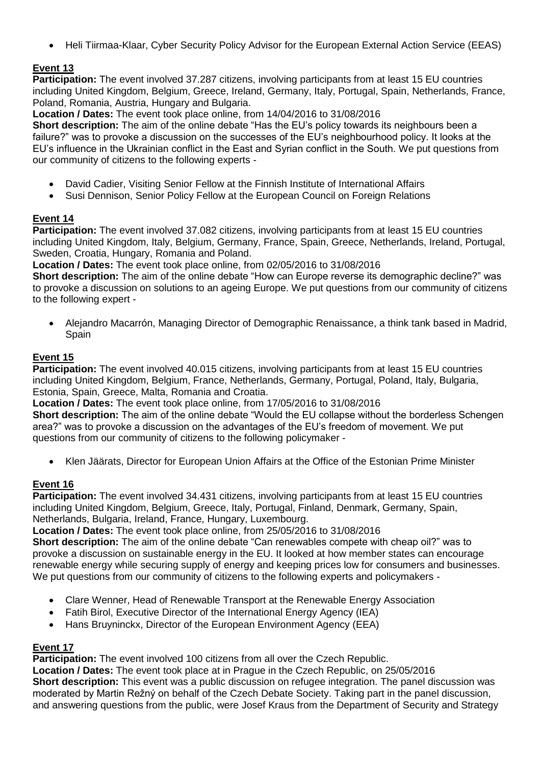- Heli Tiirmaa-Klaar, Cyber Security Policy Advisor for the European External Action Service (EEAS)

**Event 13**

**Participation:** The event involved 37.287 citizens, involving participants from at least 15 EU countries including United Kingdom, Belgium, Greece, Ireland, Germany, Italy, Portugal, Spain, Netherlands, France, Poland, Romania, Austria, Hungary and Bulgaria.

**Location / Dates:** The event took place online, from 14/04/2016 to 31/08/2016

**Short description:** The aim of the online debate "Has the EU's policy towards its neighbours been a failure?" was to provoke a discussion on the successes of the EU's neighbourhood policy. It looks at the EU's influence in the Ukrainian conflict in the East and Syrian conflict in the South. We put questions from our community of citizens to the following experts -

- David Cadier, Visiting Senior Fellow at the Finnish Institute of International Affairs
- Susi Dennison, Senior Policy Fellow at the European Council on Foreign Relations

**Event 14**

**Participation:** The event involved 37.082 citizens, involving participants from at least 15 EU countries including United Kingdom, Italy, Belgium, Germany, France, Spain, Greece, Netherlands, Ireland, Portugal, Sweden, Croatia, Hungary, Romania and Poland.

**Location / Dates:** The event took place online, from 02/05/2016 to 31/08/2016

**Short description:** The aim of the online debate "How can Europe reverse its demographic decline?" was to provoke a discussion on solutions to an ageing Europe. We put questions from our community of citizens to the following expert -

- Alejandro Macarrón, Managing Director of Demographic Renaissance, a think tank based in Madrid, Spain

**Event 15**

**Participation:** The event involved 40.015 citizens, involving participants from at least 15 EU countries including United Kingdom, Belgium, France, Netherlands, Germany, Portugal, Poland, Italy, Bulgaria, Estonia, Spain, Greece, Malta, Romania and Croatia.

**Location / Dates:** The event took place online, from 17/05/2016 to 31/08/2016

**Short description:** The aim of the online debate "Would the EU collapse without the borderless Schengen area?" was to provoke a discussion on the advantages of the EU's freedom of movement. We put questions from our community of citizens to the following policymaker -

- Klen Jäärats, Director for European Union Affairs at the Office of the Estonian Prime Minister

**Event 16**

**Participation:** The event involved 34.431 citizens, involving participants from at least 15 EU countries including United Kingdom, Belgium, Greece, Italy, Portugal, Finland, Denmark, Germany, Spain, Netherlands, Bulgaria, Ireland, France, Hungary, Luxembourg.

**Location / Dates:** The event took place online, from 25/05/2016 to 31/08/2016

**Short description:** The aim of the online debate "Can renewables compete with cheap oil?" was to provoke a discussion on sustainable energy in the EU. It looked at how member states can encourage renewable energy while securing supply of energy and keeping prices low for consumers and businesses. We put questions from our community of citizens to the following experts and policymakers -

- Clare Wenner, Head of Renewable Transport at the Renewable Energy Association
- Fatih Birol, Executive Director of the International Energy Agency (IEA)
- Hans Bruyninckx, Director of the European Environment Agency (EEA)

**Event 17**

**Participation:** The event involved 100 citizens from all over the Czech Republic.

**Location / Dates:** The event took place at in Prague in the Czech Republic, on 25/05/2016

**Short description:** This event was a public discussion on refugee integration. The panel discussion was moderated by Martin Režný on behalf of the Czech Debate Society. Taking part in the panel discussion, and answering questions from the public, were Josef Kraus from the Department of Security and Strategy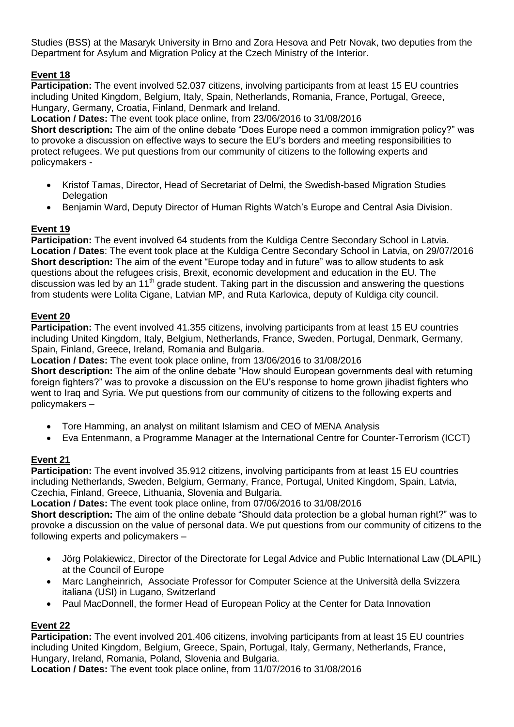Studies (BSS) at the Masaryk University in Brno and Zora Hesova and Petr Novak, two deputies from the Department for Asylum and Migration Policy at the Czech Ministry of the Interior.

## Event 18

**Participation:** The event involved 52.037 citizens, involving participants from at least 15 EU countries including United Kingdom, Belgium, Italy, Spain, Netherlands, Romania, France, Portugal, Greece, Hungary, Germany, Croatia, Finland, Denmark and Ireland.

**Location / Dates:** The event took place online, from 23/06/2016 to 31/08/2016

**Short description:** The aim of the online debate "Does Europe need a common immigration policy?" was to provoke a discussion on effective ways to secure the EU's borders and meeting responsibilities to protect refugees. We put questions from our community of citizens to the following experts and policymakers -

- Kristof Tamas, Director, Head of Secretariat of Delmi, the Swedish-based Migration Studies Delegation
- Benjamin Ward, Deputy Director of Human Rights Watch's Europe and Central Asia Division.

## Event 19

**Participation:** The event involved 64 students from the Kuldiga Centre Secondary School in Latvia.

**Location / Dates**: The event took place at the Kuldiga Centre Secondary School in Latvia, on 29/07/2016

**Short description:** The aim of the event "Europe today and in future" was to allow students to ask questions about the refugees crisis, Brexit, economic development and education in the EU. The discussion was led by an 11th grade student. Taking part in the discussion and answering the questions from students were Lolita Cigane, Latvian MP, and Ruta Karlovica, deputy of Kuldiga city council.

## Event 20

**Participation:** The event involved 41.355 citizens, involving participants from at least 15 EU countries including United Kingdom, Italy, Belgium, Netherlands, France, Sweden, Portugal, Denmark, Germany, Spain, Finland, Greece, Ireland, Romania and Bulgaria.

**Location / Dates:** The event took place online, from 13/06/2016 to 31/08/2016

**Short description:** The aim of the online debate "How should European governments deal with returning foreign fighters?" was to provoke a discussion on the EU's response to home grown jihadist fighters who went to Iraq and Syria. We put questions from our community of citizens to the following experts and policymakers –

- Tore Hamming, an analyst on militant Islamism and CEO of MENA Analysis
- Eva Entenmann, a Programme Manager at the International Centre for Counter-Terrorism (ICCT)

## Event 21

**Participation:** The event involved 35.912 citizens, involving participants from at least 15 EU countries including Netherlands, Sweden, Belgium, Germany, France, Portugal, United Kingdom, Spain, Latvia, Czechia, Finland, Greece, Lithuania, Slovenia and Bulgaria.

**Location / Dates:** The event took place online, from 07/06/2016 to 31/08/2016

**Short description:** The aim of the online debate "Should data protection be a global human right?" was to provoke a discussion on the value of personal data. We put questions from our community of citizens to the following experts and policymakers –

- Jörg Polakiewicz, Director of the Directorate for Legal Advice and Public International Law (DLAPIL) at the Council of Europe
- Marc Langheinrich, Associate Professor for Computer Science at the Università della Svizzera italiana (USI) in Lugano, Switzerland
- Paul MacDonnell, the former Head of European Policy at the Center for Data Innovation

## Event 22

**Participation:** The event involved 201.406 citizens, involving participants from at least 15 EU countries including United Kingdom, Belgium, Greece, Spain, Portugal, Italy, Germany, Netherlands, France, Hungary, Ireland, Romania, Poland, Slovenia and Bulgaria.

**Location / Dates:** The event took place online, from 11/07/2016 to 31/08/2016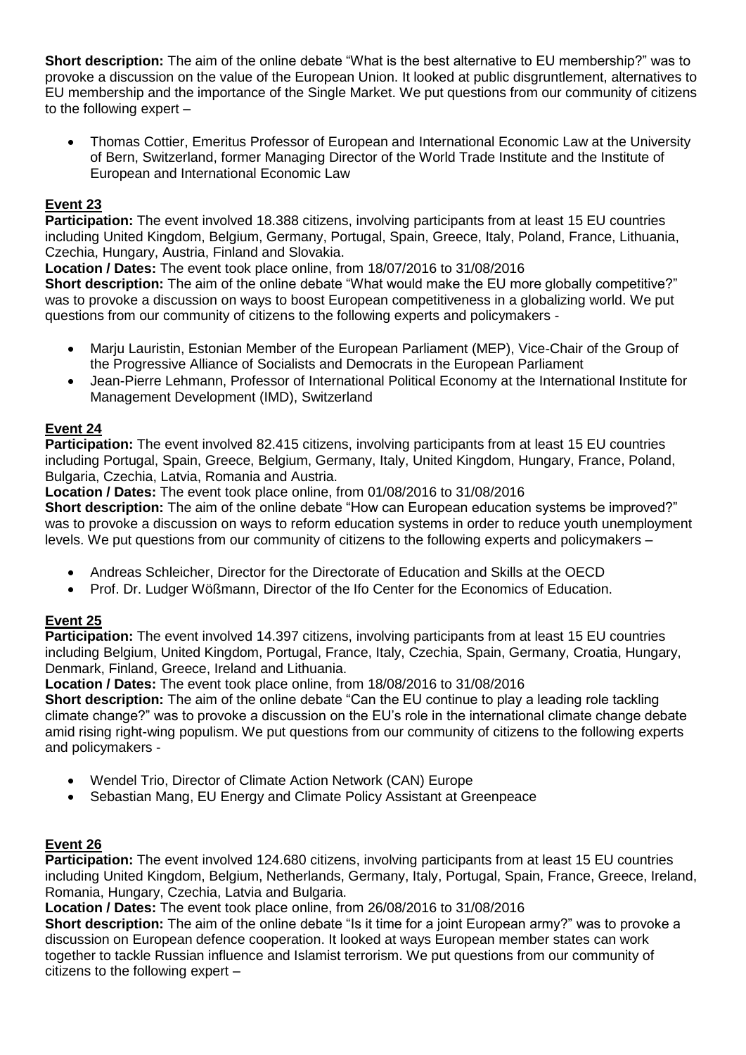**Short description:** The aim of the online debate "What is the best alternative to EU membership?" was to provoke a discussion on the value of the European Union. It looked at public disgruntlement, alternatives to EU membership and the importance of the Single Market. We put questions from our community of citizens to the following expert –

- Thomas Cottier, Emeritus Professor of European and International Economic Law at the University of Bern, Switzerland, former Managing Director of the World Trade Institute and the Institute of European and International Economic Law

## Event 23

**Participation:** The event involved 18.388 citizens, involving participants from at least 15 EU countries including United Kingdom, Belgium, Germany, Portugal, Spain, Greece, Italy, Poland, France, Lithuania, Czechia, Hungary, Austria, Finland and Slovakia.

**Location / Dates:** The event took place online, from 18/07/2016 to 31/08/2016

**Short description:** The aim of the online debate "What would make the EU more globally competitive?" was to provoke a discussion on ways to boost European competitiveness in a globalizing world. We put questions from our community of citizens to the following experts and policymakers -

- Marju Lauristin, Estonian Member of the European Parliament (MEP), Vice-Chair of the Group of the Progressive Alliance of Socialists and Democrats in the European Parliament
- Jean-Pierre Lehmann, Professor of International Political Economy at the International Institute for Management Development (IMD), Switzerland

## Event 24

**Participation:** The event involved 82.415 citizens, involving participants from at least 15 EU countries including Portugal, Spain, Greece, Belgium, Germany, Italy, United Kingdom, Hungary, France, Poland, Bulgaria, Czechia, Latvia, Romania and Austria.

**Location / Dates:** The event took place online, from 01/08/2016 to 31/08/2016

**Short description:** The aim of the online debate "How can European education systems be improved?" was to provoke a discussion on ways to reform education systems in order to reduce youth unemployment levels. We put questions from our community of citizens to the following experts and policymakers –

- Andreas Schleicher, Director for the Directorate of Education and Skills at the OECD
- Prof. Dr. Ludger Wößmann, Director of the Ifo Center for the Economics of Education.

## Event 25

**Participation:** The event involved 14.397 citizens, involving participants from at least 15 EU countries including Belgium, United Kingdom, Portugal, France, Italy, Czechia, Spain, Germany, Croatia, Hungary, Denmark, Finland, Greece, Ireland and Lithuania.

**Location / Dates:** The event took place online, from 18/08/2016 to 31/08/2016

**Short description:** The aim of the online debate "Can the EU continue to play a leading role tackling climate change?" was to provoke a discussion on the EU's role in the international climate change debate amid rising right-wing populism. We put questions from our community of citizens to the following experts and policymakers -

- Wendel Trio, Director of Climate Action Network (CAN) Europe
- Sebastian Mang, EU Energy and Climate Policy Assistant at Greenpeace

## Event 26

**Participation:** The event involved 124.680 citizens, involving participants from at least 15 EU countries including United Kingdom, Belgium, Netherlands, Germany, Italy, Portugal, Spain, France, Greece, Ireland, Romania, Hungary, Czechia, Latvia and Bulgaria.

**Location / Dates:** The event took place online, from 26/08/2016 to 31/08/2016

**Short description:** The aim of the online debate "Is it time for a joint European army?" was to provoke a discussion on European defence cooperation. It looked at ways European member states can work together to tackle Russian influence and Islamist terrorism. We put questions from our community of citizens to the following expert –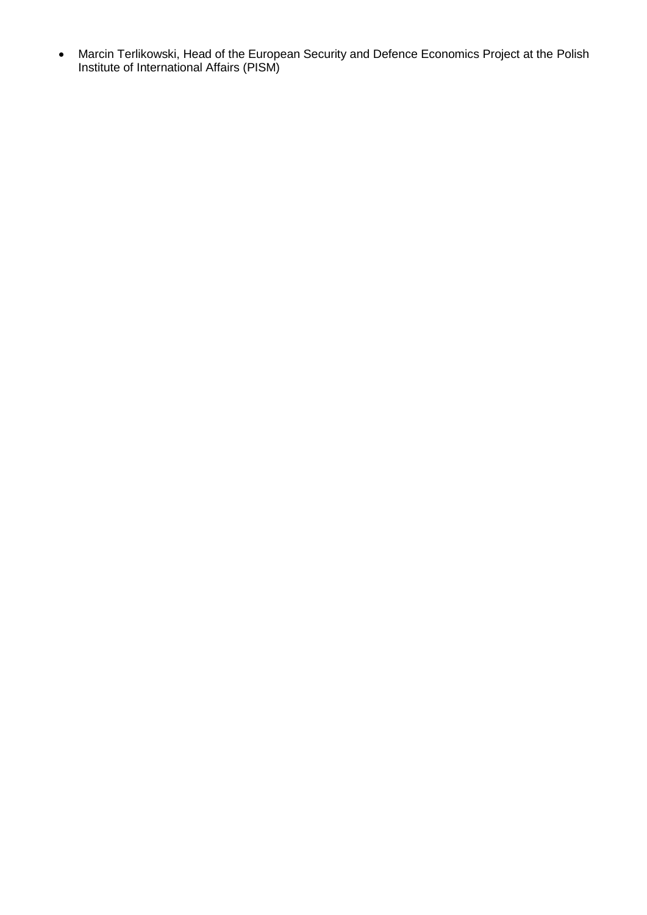- Marcin Terlikowski, Head of the European Security and Defence Economics Project at the Polish Institute of International Affairs (PISM)